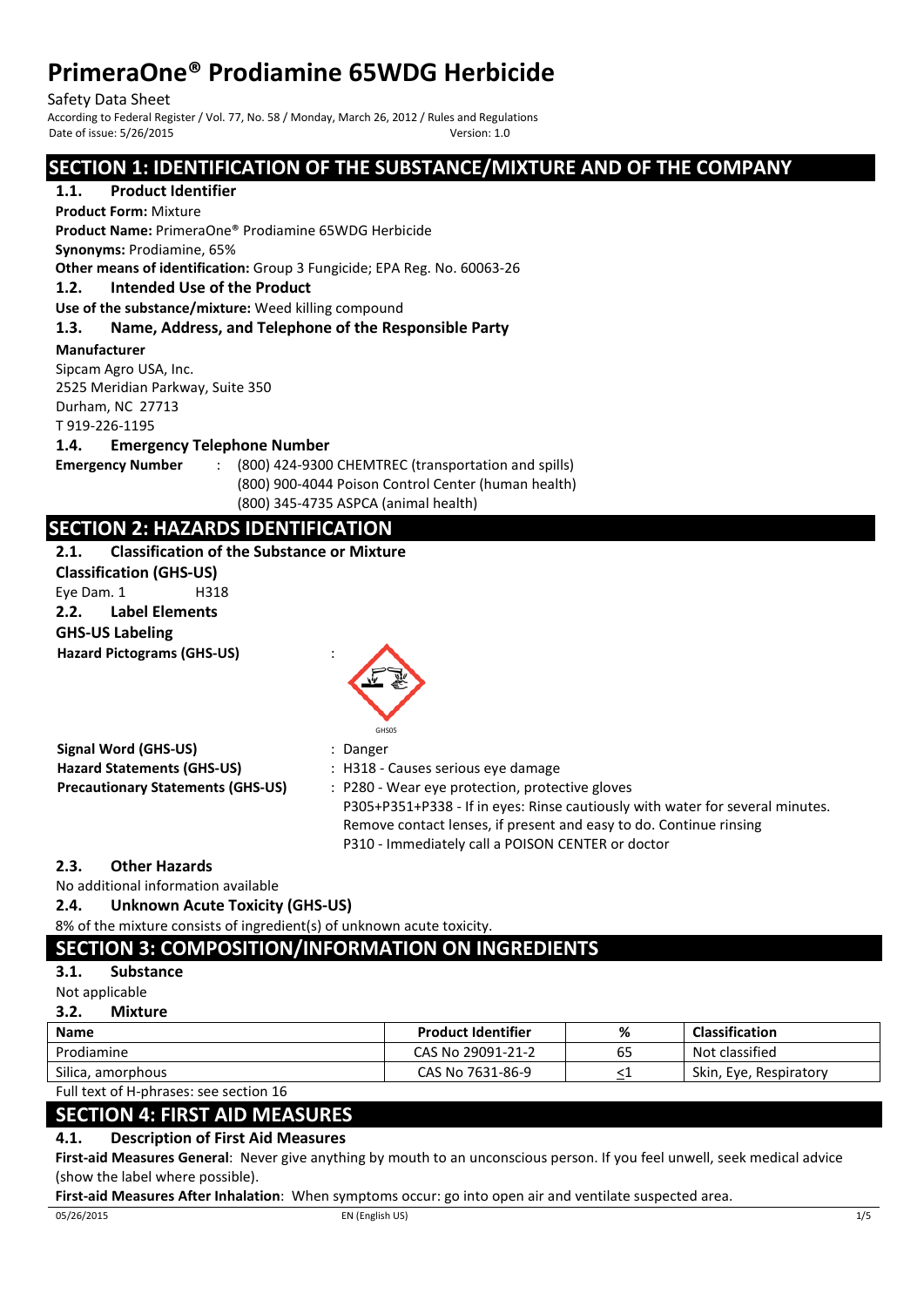# PrimeraOne® Prodiamine 65WDG Herbicide

Safety Data Sheet

According to Federal Register / Vol. 77, No. 58 / Monday, March 26, 2012 / Rules and Regulations

Date of issue: 5/26/2015 Version: 1.0

## SECTION 1: IDENTIFICATION OF THE SUBSTANCE/MIXTURE AND OF THE COMPANY

### 1.1. Product Identifier

**Product Form:** Mixture

**Product Name:** PrimeraOne® Prodiamine 65WDG Herbicide

**Synonyms:** Prodiamine, 65%

**Other means of identification:** Group 3 Fungicide; EPA Reg. No. 60063-26

### 1.2. Intended Use of the Product

**Use of the substance/mixture:** Weed killing compound

### 1.3. Name, Address, and Telephone of the Responsible Party

**Manufacturer**

Sipcam Agro USA, Inc.
2525 Meridian Parkway, Suite 350
Durham, NC 27713
T 919-226-1195

### 1.4. Emergency Telephone Number

**Emergency Number** : (800) 424-9300 CHEMTREC (transportation and spills)
(800) 900-4044 Poison Control Center (human health)
(800) 345-4735 ASPCA (animal health)

## SECTION 2: HAZARDS IDENTIFICATION

### 2.1. Classification of the Substance or Mixture

**Classification (GHS-US)**

Eye Dam. 1 H318

### 2.2. Label Elements

**GHS-US Labeling**

**Hazard Pictograms (GHS-US)** :

GHS05

**Signal Word (GHS-US)** : Danger

**Hazard Statements (GHS-US)** : H318 - Causes serious eye damage

**Precautionary Statements (GHS-US)** : P280 - Wear eye protection, protective gloves
P305+P351+P338 - If in eyes: Rinse cautiously with water for several minutes. Remove contact lenses, if present and easy to do. Continue rinsing
P310 - Immediately call a POISON CENTER or doctor

### 2.3. Other Hazards

No additional information available

### 2.4. Unknown Acute Toxicity (GHS-US)

8% of the mixture consists of ingredient(s) of unknown acute toxicity.

## SECTION 3: COMPOSITION/INFORMATION ON INGREDIENTS

### 3.1. Substance

Not applicable

### 3.2. Mixture

| Name | Product Identifier | % | Classification |
|---|---|---|---|
| Prodiamine | CAS No 29091-21-2 | 65 | Not classified |
| Silica, amorphous | CAS No 7631-86-9 | $\leq 1$ | Skin, Eye, Respiratory |

Full text of H-phrases: see section 16

## SECTION 4: FIRST AID MEASURES

### 4.1. Description of First Aid Measures

**First-aid Measures General**: Never give anything by mouth to an unconscious person. If you feel unwell, seek medical advice (show the label where possible).

**First-aid Measures After Inhalation**: When symptoms occur: go into open air and ventilate suspected area.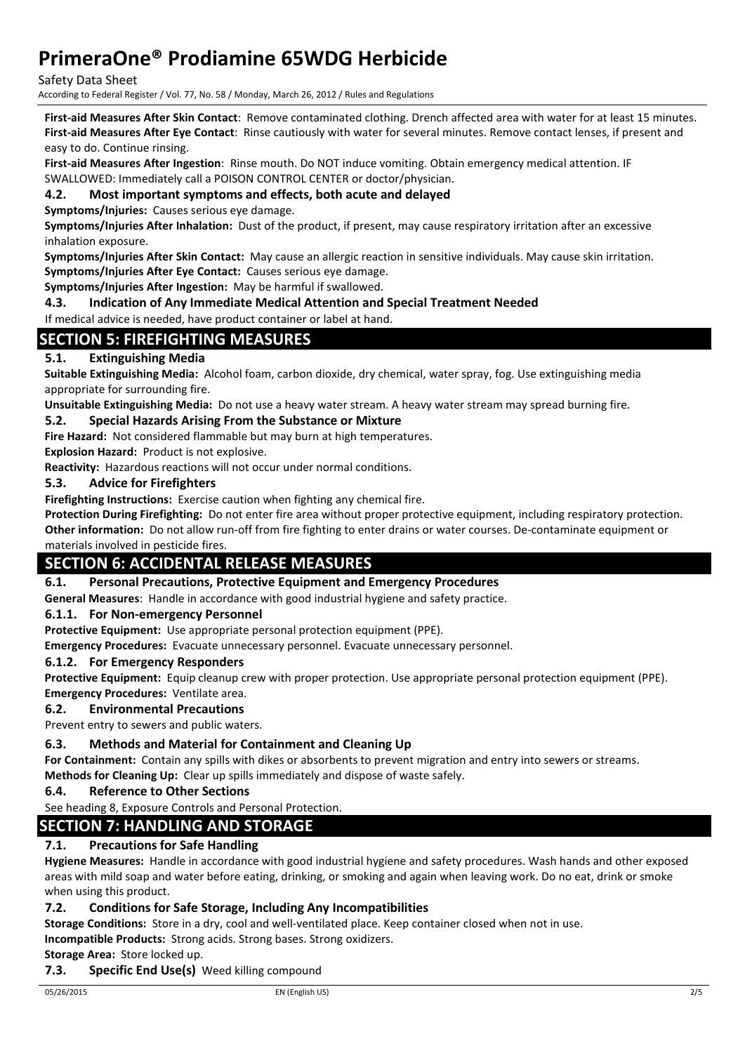**First-aid Measures After Skin Contact**: Remove contaminated clothing. Drench affected area with water for at least 15 minutes.

**First-aid Measures After Eye Contact**: Rinse cautiously with water for several minutes. Remove contact lenses, if present and easy to do. Continue rinsing.

**First-aid Measures After Ingestion**: Rinse mouth. Do NOT induce vomiting. Obtain emergency medical attention. IF SWALLOWED: Immediately call a POISON CONTROL CENTER or doctor/physician.

### 4.2. Most important symptoms and effects, both acute and delayed

**Symptoms/Injuries:** Causes serious eye damage.

**Symptoms/Injuries After Inhalation:** Dust of the product, if present, may cause respiratory irritation after an excessive inhalation exposure.

**Symptoms/Injuries After Skin Contact:** May cause an allergic reaction in sensitive individuals. May cause skin irritation.

**Symptoms/Injuries After Eye Contact:** Causes serious eye damage.

**Symptoms/Injuries After Ingestion:** May be harmful if swallowed.

### 4.3. Indication of Any Immediate Medical Attention and Special Treatment Needed

If medical advice is needed, have product container or label at hand.

## SECTION 5: FIREFIGHTING MEASURES

### 5.1. Extinguishing Media

**Suitable Extinguishing Media:** Alcohol foam, carbon dioxide, dry chemical, water spray, fog. Use extinguishing media appropriate for surrounding fire.

**Unsuitable Extinguishing Media:** Do not use a heavy water stream. A heavy water stream may spread burning fire.

### 5.2. Special Hazards Arising From the Substance or Mixture

**Fire Hazard:** Not considered flammable but may burn at high temperatures.

**Explosion Hazard:** Product is not explosive.

**Reactivity:** Hazardous reactions will not occur under normal conditions.

### 5.3. Advice for Firefighters

**Firefighting Instructions:** Exercise caution when fighting any chemical fire.

**Protection During Firefighting:** Do not enter fire area without proper protective equipment, including respiratory protection.

**Other information:** Do not allow run-off from fire fighting to enter drains or water courses. De-contaminate equipment or materials involved in pesticide fires.

## SECTION 6: ACCIDENTAL RELEASE MEASURES

### 6.1. Personal Precautions, Protective Equipment and Emergency Procedures

**General Measures**: Handle in accordance with good industrial hygiene and safety practice.

#### 6.1.1. For Non-emergency Personnel

**Protective Equipment:** Use appropriate personal protection equipment (PPE).

**Emergency Procedures:** Evacuate unnecessary personnel. Evacuate unnecessary personnel.

#### 6.1.2. For Emergency Responders

**Protective Equipment:** Equip cleanup crew with proper protection. Use appropriate personal protection equipment (PPE).

**Emergency Procedures:** Ventilate area.

### 6.2. Environmental Precautions

Prevent entry to sewers and public waters.

### 6.3. Methods and Material for Containment and Cleaning Up

**For Containment:** Contain any spills with dikes or absorbents to prevent migration and entry into sewers or streams.

**Methods for Cleaning Up:** Clear up spills immediately and dispose of waste safely.

### 6.4. Reference to Other Sections

See heading 8, Exposure Controls and Personal Protection.

## SECTION 7: HANDLING AND STORAGE

### 7.1. Precautions for Safe Handling

**Hygiene Measures:** Handle in accordance with good industrial hygiene and safety procedures. Wash hands and other exposed areas with mild soap and water before eating, drinking, or smoking and again when leaving work. Do no eat, drink or smoke when using this product.

### 7.2. Conditions for Safe Storage, Including Any Incompatibilities

**Storage Conditions:** Store in a dry, cool and well-ventilated place. Keep container closed when not in use.

**Incompatible Products:** Strong acids. Strong bases. Strong oxidizers.

**Storage Area:** Store locked up.

### 7.3. Specific End Use(s)

Weed killing compound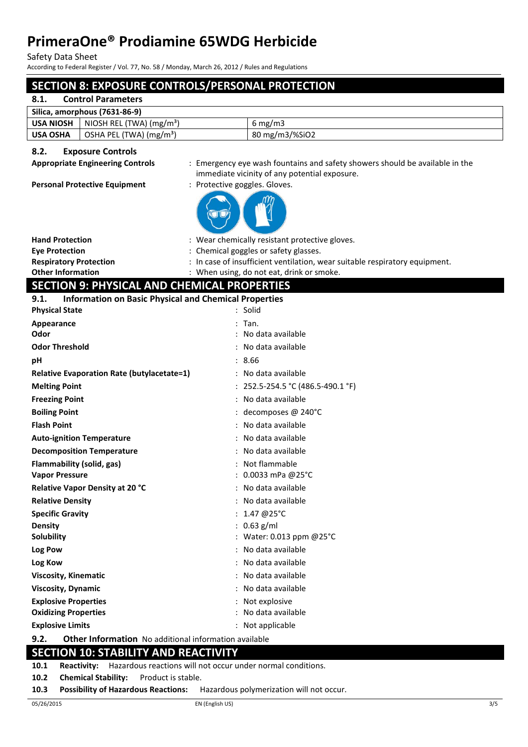## SECTION 8: EXPOSURE CONTROLS/PERSONAL PROTECTION

### 8.1. Control Parameters

| Silica, amorphous (7631-86-9) | | |
|---|---|---|
| USA NIOSH | NIOSH REL (TWA) ($mg/m^3$) | 6 mg/m3 |
| USA OSHA | OSHA PEL (TWA) ($mg/m^3$) | 80 mg/m3/%SiO2 |

### 8.2. Exposure Controls

**Appropriate Engineering Controls** : Emergency eye wash fountains and safety showers should be available in the immediate vicinity of any potential exposure.

**Personal Protective Equipment** : Protective goggles. Gloves.

**Hand Protection** : Wear chemically resistant protective gloves.

**Eye Protection** : Chemical goggles or safety glasses.

**Respiratory Protection** : In case of insufficient ventilation, wear suitable respiratory equipment.

**Other Information** : When using, do not eat, drink or smoke.

## SECTION 9: PHYSICAL AND CHEMICAL PROPERTIES

### 9.1. Information on Basic Physical and Chemical Properties

| | |
|---|---|
| **Physical State** | : Solid |
| **Appearance** | : Tan. |
| **Odor** | : No data available |
| **Odor Threshold** | : No data available |
| **pH** | : 8.66 |
| **Relative Evaporation Rate (butylacetate=1)** | : No data available |
| **Melting Point** | : 252.5-254.5 °C (486.5-490.1 °F) |
| **Freezing Point** | : No data available |
| **Boiling Point** | : decomposes @ 240°C |
| **Flash Point** | : No data available |
| **Auto-ignition Temperature** | : No data available |
| **Decomposition Temperature** | : No data available |
| **Flammability (solid, gas)** | : Not flammable |
| **Vapor Pressure** | : 0.0033 mPa @25°C |
| **Relative Vapor Density at 20 °C** | : No data available |
| **Relative Density** | : No data available |
| **Specific Gravity** | : 1.47 @25°C |
| **Density** | : 0.63 g/ml |
| **Solubility** | : Water: 0.013 ppm @25°C |
| **Log Pow** | : No data available |
| **Log Kow** | : No data available |
| **Viscosity, Kinematic** | : No data available |
| **Viscosity, Dynamic** | : No data available |
| **Explosive Properties** | : Not explosive |
| **Oxidizing Properties** | : No data available |
| **Explosive Limits** | : Not applicable |

### 9.2. Other Information

No additional information available

## SECTION 10: STABILITY AND REACTIVITY

**10.1 Reactivity:** Hazardous reactions will not occur under normal conditions.

**10.2 Chemical Stability:** Product is stable.

**10.3 Possibility of Hazardous Reactions:** Hazardous polymerization will not occur.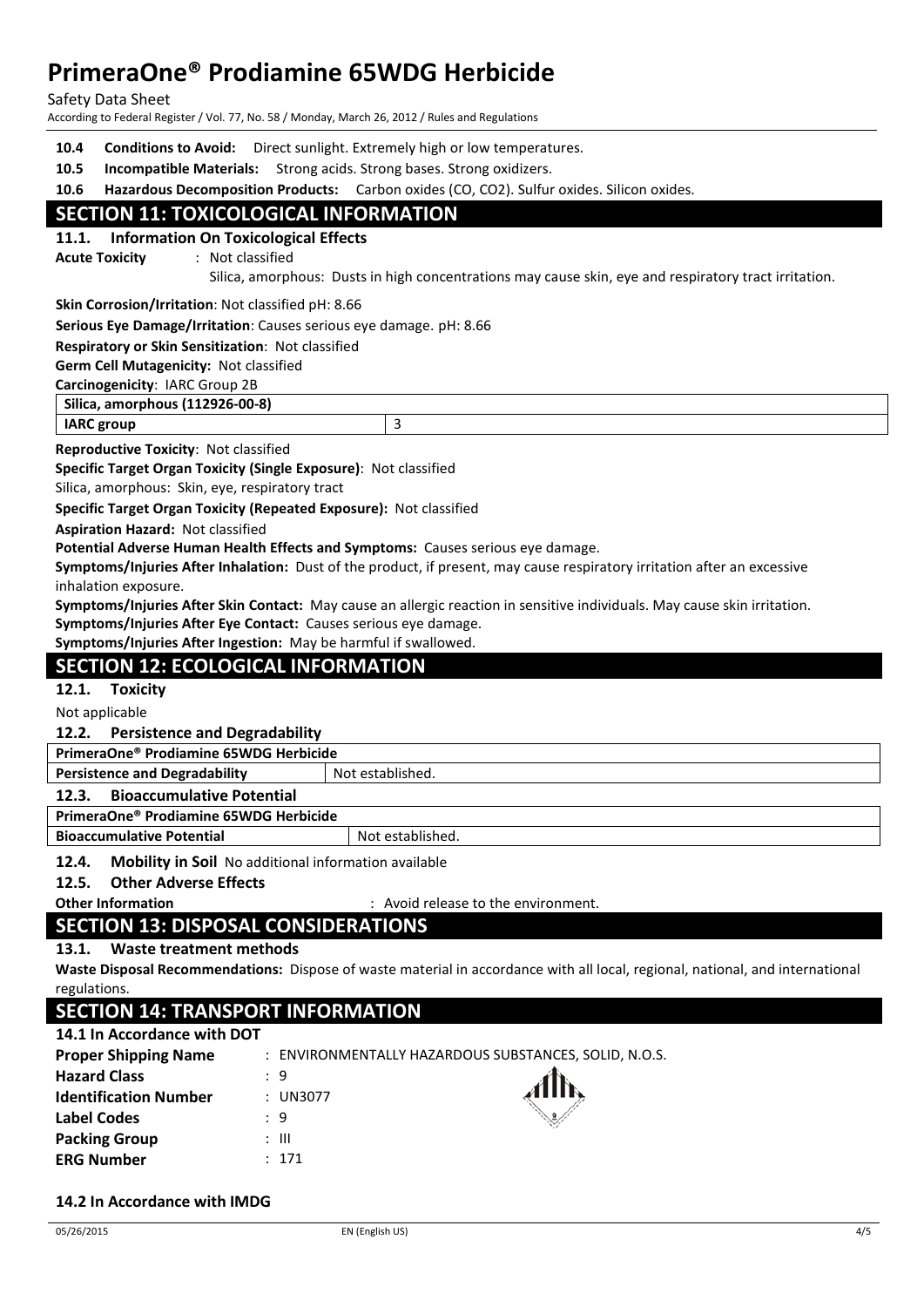**10.4 Conditions to Avoid:** Direct sunlight. Extremely high or low temperatures.

**10.5 Incompatible Materials:** Strong acids. Strong bases. Strong oxidizers.

**10.6 Hazardous Decomposition Products:** Carbon oxides (CO, $CO_2$). Sulfur oxides. Silicon oxides.

## SECTION 11: TOXICOLOGICAL INFORMATION

### 11.1. Information On Toxicological Effects

**Acute Toxicity** : Not classified

Silica, amorphous: Dusts in high concentrations may cause skin, eye and respiratory tract irritation.

**Skin Corrosion/Irritation**: Not classified pH: 8.66

**Serious Eye Damage/Irritation**: Causes serious eye damage. pH: 8.66

**Respiratory or Skin Sensitization**: Not classified

**Germ Cell Mutagenicity:** Not classified

**Carcinogenicity**: IARC Group 2B

| Silica, amorphous (112926-00-8) | |
|---|---|
| IARC group | 3 |

**Reproductive Toxicity**: Not classified

**Specific Target Organ Toxicity (Single Exposure)**: Not classified

Silica, amorphous: Skin, eye, respiratory tract

**Specific Target Organ Toxicity (Repeated Exposure):** Not classified

**Aspiration Hazard:** Not classified

**Potential Adverse Human Health Effects and Symptoms:** Causes serious eye damage.

**Symptoms/Injuries After Inhalation:** Dust of the product, if present, may cause respiratory irritation after an excessive inhalation exposure.

**Symptoms/Injuries After Skin Contact:** May cause an allergic reaction in sensitive individuals. May cause skin irritation.

**Symptoms/Injuries After Eye Contact:** Causes serious eye damage.

**Symptoms/Injuries After Ingestion:** May be harmful if swallowed.

## SECTION 12: ECOLOGICAL INFORMATION

### 12.1. Toxicity

Not applicable

### 12.2. Persistence and Degradability

| PrimeraOne® Prodiamine 65WDG Herbicide | |
|---|---|
| Persistence and Degradability | Not established. |

### 12.3. Bioaccumulative Potential

| PrimeraOne® Prodiamine 65WDG Herbicide | |
|---|---|
| Bioaccumulative Potential | Not established. |

### 12.4. Mobility in Soil

No additional information available

### 12.5. Other Adverse Effects

**Other Information** : Avoid release to the environment.

## SECTION 13: DISPOSAL CONSIDERATIONS

### 13.1. Waste treatment methods

**Waste Disposal Recommendations:** Dispose of waste material in accordance with all local, regional, national, and international regulations.

## SECTION 14: TRANSPORT INFORMATION

### 14.1 In Accordance with DOT

**Proper Shipping Name** : ENVIRONMENTALLY HAZARDOUS SUBSTANCES, SOLID, N.O.S.

**Hazard Class** : 9

**Identification Number** : UN3077

**Label Codes** : 9

**Packing Group** : III

**ERG Number** : 171

### 14.2 In Accordance with IMDG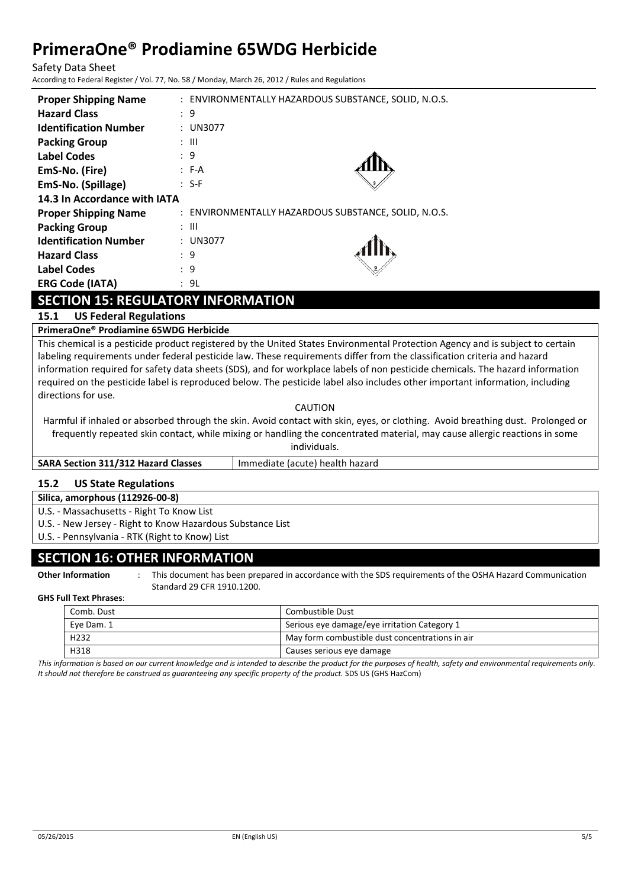| | |
|---|---|
| **Proper Shipping Name** | : ENVIRONMENTALLY HAZARDOUS SUBSTANCE, SOLID, N.O.S. |
| **Hazard Class** | : 9 |
| **Identification Number** | : UN3077 |
| **Packing Group** | : III |
| **Label Codes** | : 9 |
| **EmS-No. (Fire)** | : F-A |
| **EmS-No. (Spillage)** | : S-F |

**14.3 In Accordance with IATA**

| | |
|---|---|
| **Proper Shipping Name** | : ENVIRONMENTALLY HAZARDOUS SUBSTANCE, SOLID, N.O.S. |
| **Packing Group** | : III |
| **Identification Number** | : UN3077 |
| **Hazard Class** | : 9 |
| **Label Codes** | : 9 |
| **ERG Code (IATA)** | : 9L |

## SECTION 15: REGULATORY INFORMATION

### 15.1 US Federal Regulations

**PrimeraOne® Prodiamine 65WDG Herbicide**

This chemical is a pesticide product registered by the United States Environmental Protection Agency and is subject to certain labeling requirements under federal pesticide law. These requirements differ from the classification criteria and hazard information required for safety data sheets (SDS), and for workplace labels of non pesticide chemicals. The hazard information required on the pesticide label is reproduced below. The pesticide label also includes other important information, including directions for use.

CAUTION

Harmful if inhaled or absorbed through the skin. Avoid contact with skin, eyes, or clothing. Avoid breathing dust. Prolonged or frequently repeated skin contact, while mixing or handling the concentrated material, may cause allergic reactions in some individuals.

| | |
|---|---|
| **SARA Section 311/312 Hazard Classes** | Immediate (acute) health hazard |

### 15.2 US State Regulations

**Silica, amorphous (112926-00-8)**

U.S. - Massachusetts - Right To Know List

U.S. - New Jersey - Right to Know Hazardous Substance List

U.S. - Pennsylvania - RTK (Right to Know) List

## SECTION 16: OTHER INFORMATION

**Other Information** : This document has been prepared in accordance with the SDS requirements of the OSHA Hazard Communication Standard 29 CFR 1910.1200.

**GHS Full Text Phrases**:

| | |
|---|---|
| Comb. Dust | Combustible Dust |
| Eye Dam. 1 | Serious eye damage/eye irritation Category 1 |
| H232 | May form combustible dust concentrations in air |
| H318 | Causes serious eye damage |

*This information is based on our current knowledge and is intended to describe the product for the purposes of health, safety and environmental requirements only. It should not therefore be construed as guaranteeing any specific property of the product.* SDS US (GHS HazCom)